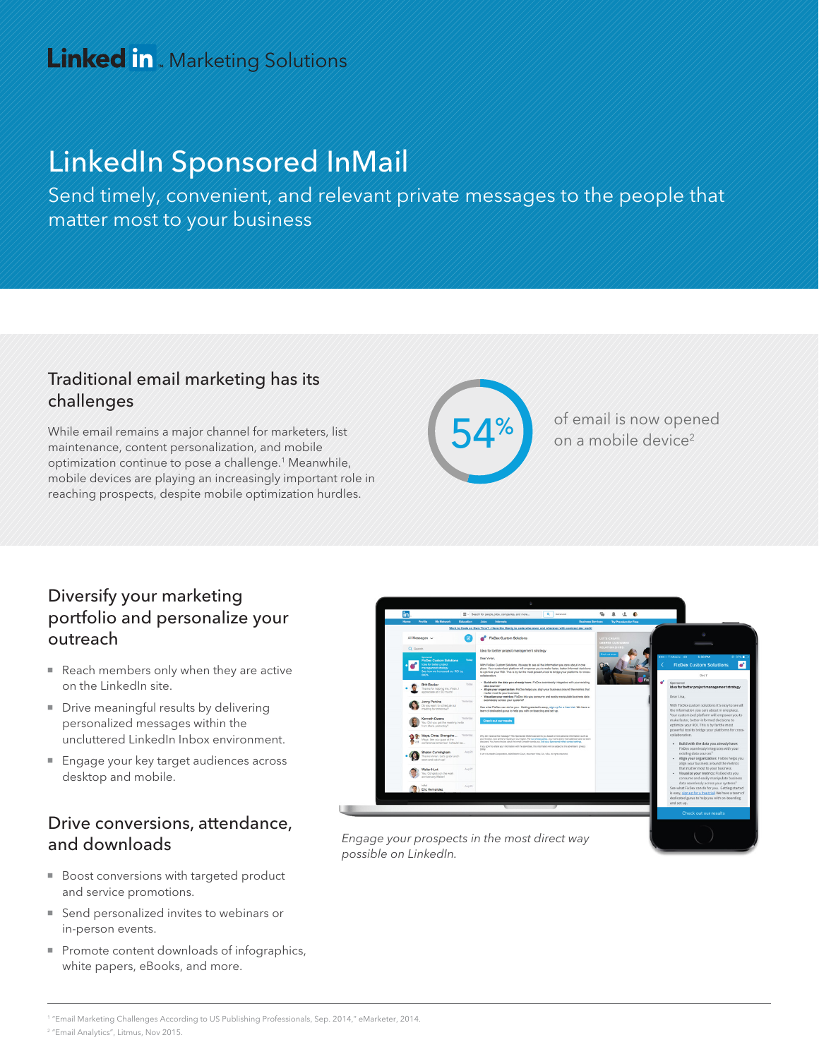LinkedIn Marketing Solutions

# LinkedIn Sponsored InMail

Send timely, convenient, and relevant private messages to the people that matter most to your business

## Traditional email marketing has its challenges

While email remains a major channel for marketers, list maintenance, content personalization, and mobile optimization continue to pose a challenge.[1] Meanwhile, mobile devices are playing an increasingly important role in reaching prospects, despite mobile optimization hurdles.

**54%** of email is now opened on a mobile device[2]

## Diversify your marketing portfolio and personalize your outreach

- Reach members only when they are active on the LinkedIn site.
- Drive meaningful results by delivering personalized messages within the uncluttered LinkedIn Inbox environment.
- Engage your key target audiences across desktop and mobile.

*Engage your prospects in the most direct way possible on LinkedIn.*

## Drive conversions, attendance, and downloads

- Boost conversions with targeted product and service promotions.
- Send personalized invites to webinars or in-person events.
- Promote content downloads of infographics, white papers, eBooks, and more.

---

[1] "Email Marketing Challenges According to US Publishing Professionals, Sep. 2014," eMarketer, 2014.

[2] "Email Analytics", Litmus, Nov 2015.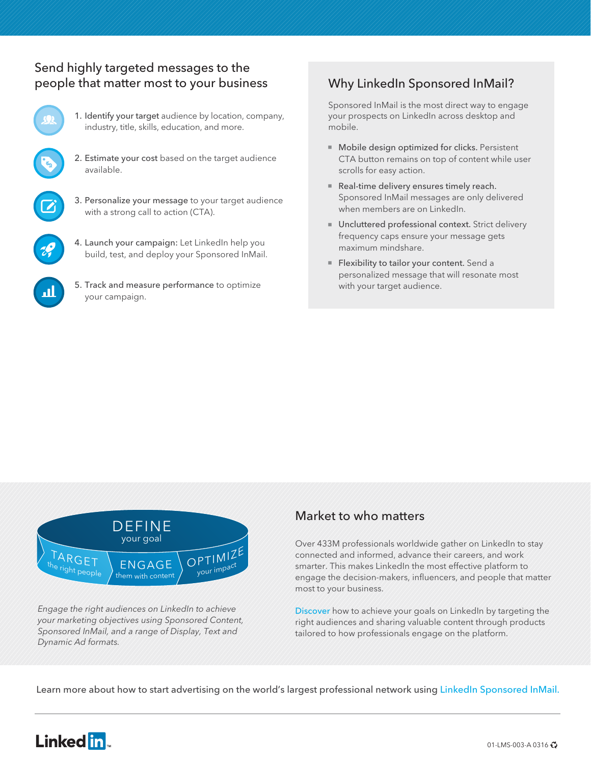## Send highly targeted messages to the people that matter most to your business

1. **Identify your target** audience by location, company, industry, title, skills, education, and more.
2. **Estimate your cost** based on the target audience available.
3. **Personalize your message** to your target audience with a strong call to action (CTA).
4. **Launch your campaign:** Let LinkedIn help you build, test, and deploy your Sponsored InMail.
5. **Track and measure performance** to optimize your campaign.

## Why LinkedIn Sponsored InMail?

Sponsored InMail is the most direct way to engage your prospects on LinkedIn across desktop and mobile.

- **Mobile design optimized for clicks.** Persistent CTA button remains on top of content while user scrolls for easy action.
- **Real-time delivery ensures timely reach.** Sponsored InMail messages are only delivered when members are on LinkedIn.
- **Uncluttered professional context.** Strict delivery frequency caps ensure your message gets maximum mindshare.
- **Flexibility to tailor your content.** Send a personalized message that will resonate most with your target audience.

DEFINE your goal

TARGET the right people

ENGAGE them with content

OPTIMIZE your impact

*Engage the right audiences on LinkedIn to achieve your marketing objectives using Sponsored Content, Sponsored InMail, and a range of Display, Text and Dynamic Ad formats.*

## Market to who matters

Over 433M professionals worldwide gather on LinkedIn to stay connected and informed, advance their careers, and work smarter. This makes LinkedIn the most effective platform to engage the decision-makers, influencers, and people that matter most to your business.

Discover how to achieve your goals on LinkedIn by targeting the right audiences and sharing valuable content through products tailored to how professionals engage on the platform.

Learn more about how to start advertising on the world's largest professional network using LinkedIn Sponsored InMail.

LinkedIn

01-LMS-003-A 0316